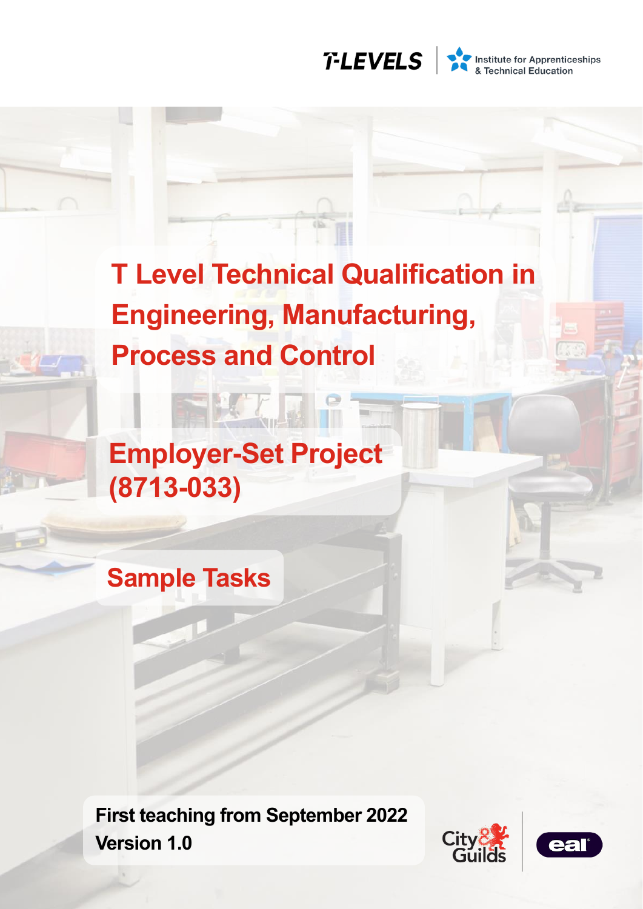T-LEVELS | Institute for Apprenticeships & Technical Education

# T Level Technical Qualification in Engineering, Manufacturing, Process and Control

## Employer-Set Project (8713-033)

## Sample Tasks

**First teaching from September 2022**
**Version 1.0**

City & Guilds | eal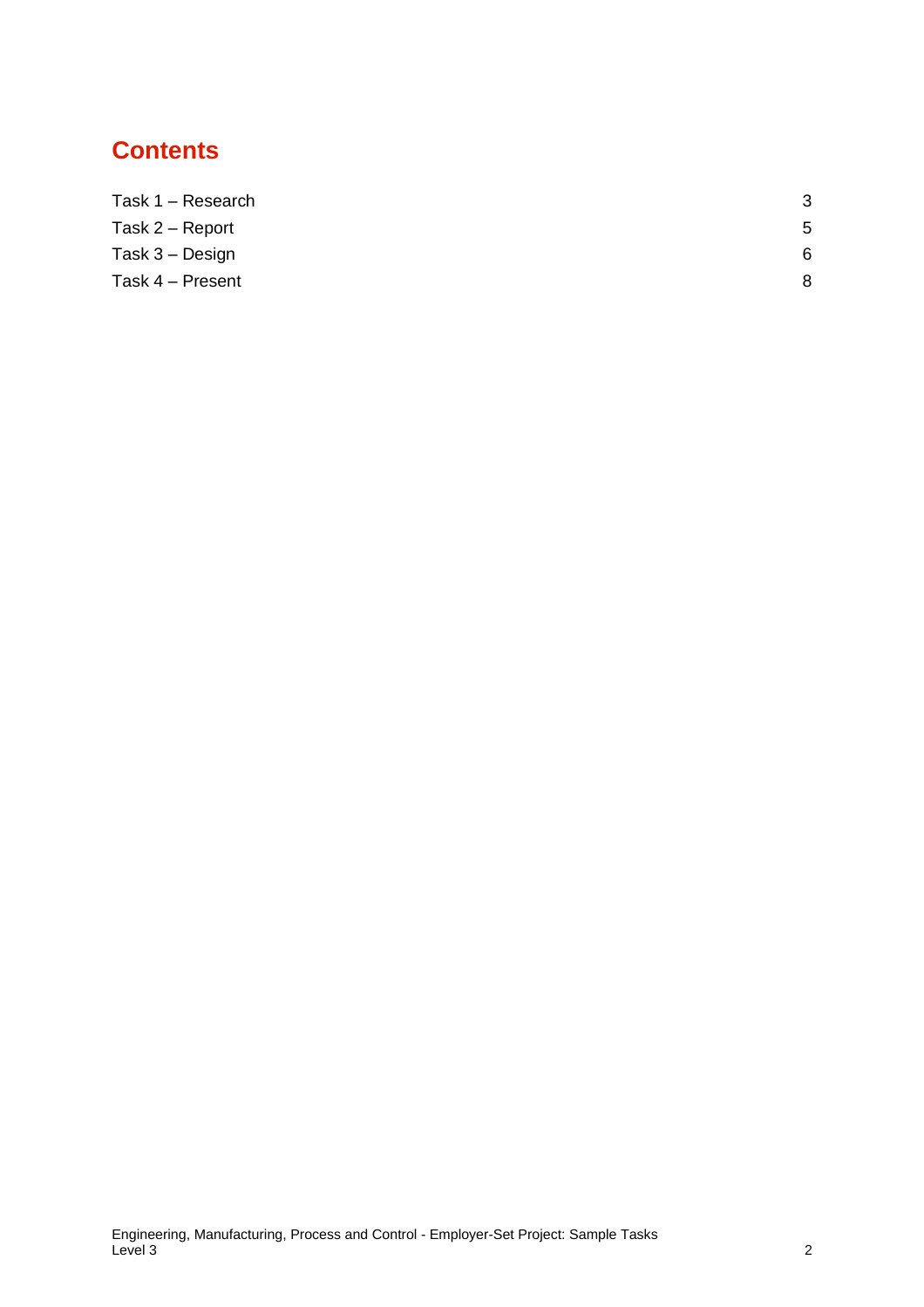# Contents

| | |
|---|---|
| Task 1 – Research | 3 |
| Task 2 – Report | 5 |
| Task 3 – Design | 6 |
| Task 4 – Present | 8 |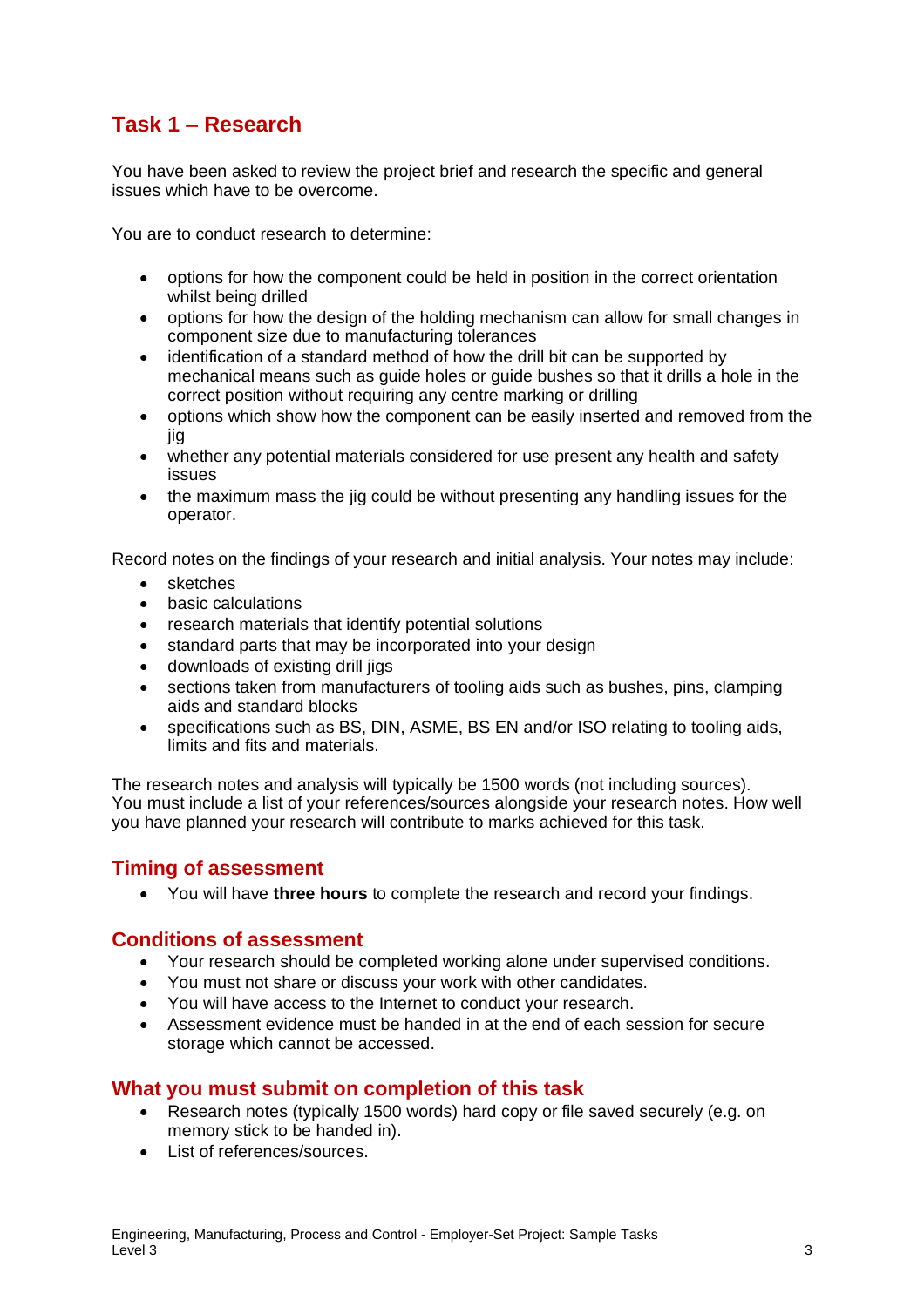## Task 1 – Research

You have been asked to review the project brief and research the specific and general issues which have to be overcome.

You are to conduct research to determine:

- options for how the component could be held in position in the correct orientation whilst being drilled
- options for how the design of the holding mechanism can allow for small changes in component size due to manufacturing tolerances
- identification of a standard method of how the drill bit can be supported by mechanical means such as guide holes or guide bushes so that it drills a hole in the correct position without requiring any centre marking or drilling
- options which show how the component can be easily inserted and removed from the jig
- whether any potential materials considered for use present any health and safety issues
- the maximum mass the jig could be without presenting any handling issues for the operator.

Record notes on the findings of your research and initial analysis. Your notes may include:

- sketches
- basic calculations
- research materials that identify potential solutions
- standard parts that may be incorporated into your design
- downloads of existing drill jigs
- sections taken from manufacturers of tooling aids such as bushes, pins, clamping aids and standard blocks
- specifications such as BS, DIN, ASME, BS EN and/or ISO relating to tooling aids, limits and fits and materials.

The research notes and analysis will typically be 1500 words (not including sources). You must include a list of your references/sources alongside your research notes. How well you have planned your research will contribute to marks achieved for this task.

### Timing of assessment

- You will have **three hours** to complete the research and record your findings.

### Conditions of assessment

- Your research should be completed working alone under supervised conditions.
- You must not share or discuss your work with other candidates.
- You will have access to the Internet to conduct your research.
- Assessment evidence must be handed in at the end of each session for secure storage which cannot be accessed.

### What you must submit on completion of this task

- Research notes (typically 1500 words) hard copy or file saved securely (e.g. on memory stick to be handed in).
- List of references/sources.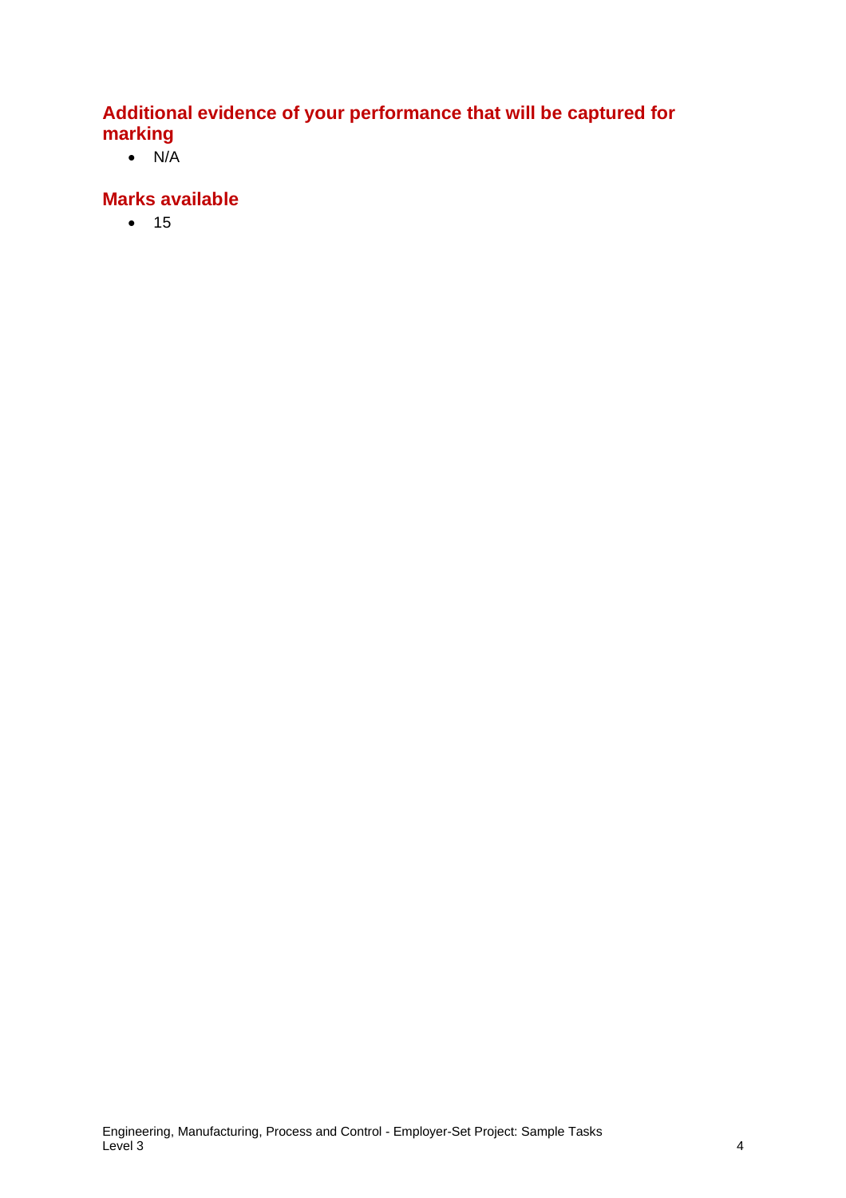## Additional evidence of your performance that will be captured for marking

- N/A

## Marks available

- 15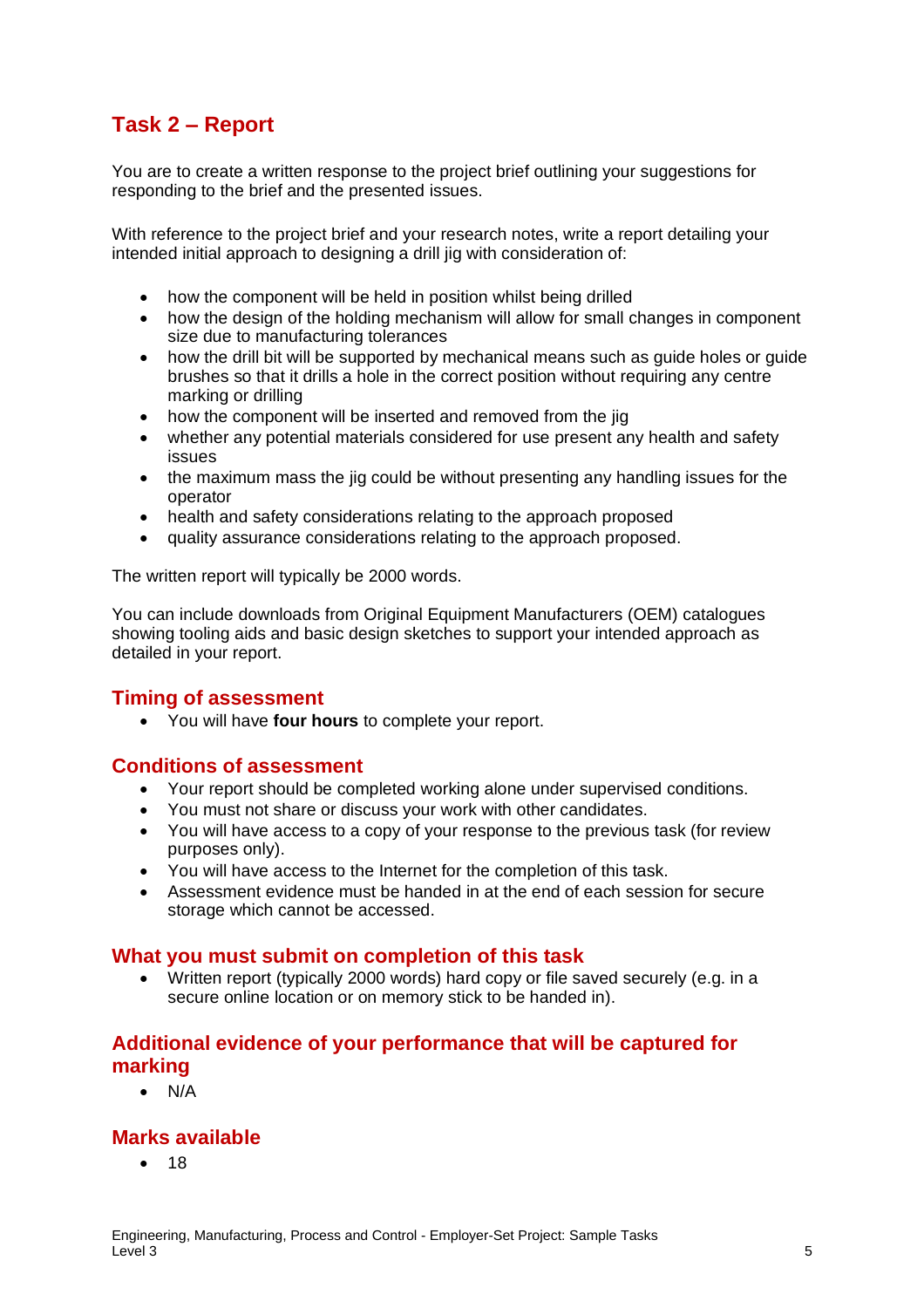## Task 2 – Report

You are to create a written response to the project brief outlining your suggestions for responding to the brief and the presented issues.

With reference to the project brief and your research notes, write a report detailing your intended initial approach to designing a drill jig with consideration of:

- how the component will be held in position whilst being drilled
- how the design of the holding mechanism will allow for small changes in component size due to manufacturing tolerances
- how the drill bit will be supported by mechanical means such as guide holes or guide brushes so that it drills a hole in the correct position without requiring any centre marking or drilling
- how the component will be inserted and removed from the jig
- whether any potential materials considered for use present any health and safety issues
- the maximum mass the jig could be without presenting any handling issues for the operator
- health and safety considerations relating to the approach proposed
- quality assurance considerations relating to the approach proposed.

The written report will typically be 2000 words.

You can include downloads from Original Equipment Manufacturers (OEM) catalogues showing tooling aids and basic design sketches to support your intended approach as detailed in your report.

### Timing of assessment

- You will have **four hours** to complete your report.

### Conditions of assessment

- Your report should be completed working alone under supervised conditions.
- You must not share or discuss your work with other candidates.
- You will have access to a copy of your response to the previous task (for review purposes only).
- You will have access to the Internet for the completion of this task.
- Assessment evidence must be handed in at the end of each session for secure storage which cannot be accessed.

### What you must submit on completion of this task

- Written report (typically 2000 words) hard copy or file saved securely (e.g. in a secure online location or on memory stick to be handed in).

### Additional evidence of your performance that will be captured for marking

- N/A

### Marks available

- 18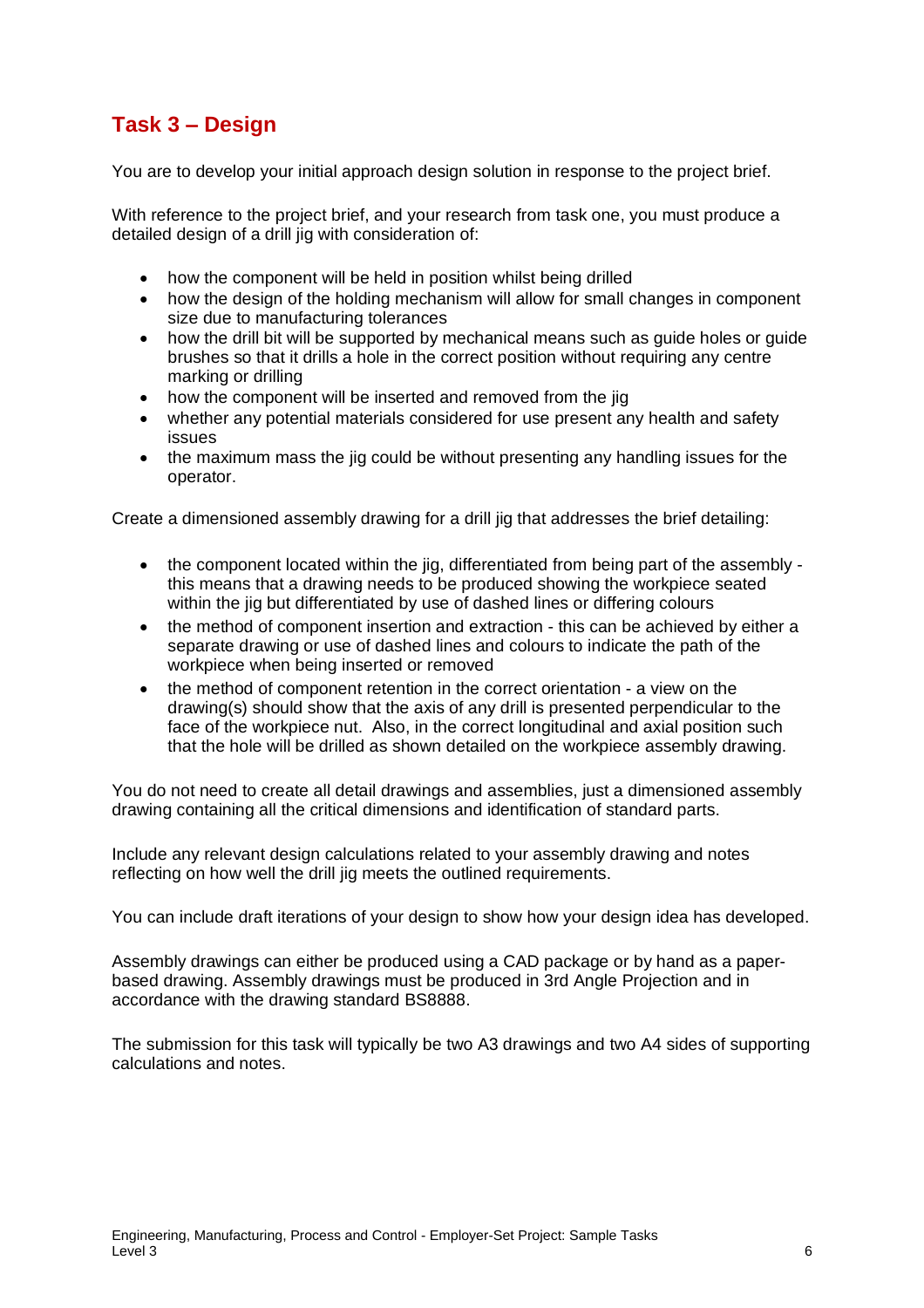## Task 3 – Design

You are to develop your initial approach design solution in response to the project brief.

With reference to the project brief, and your research from task one, you must produce a detailed design of a drill jig with consideration of:

- how the component will be held in position whilst being drilled
- how the design of the holding mechanism will allow for small changes in component size due to manufacturing tolerances
- how the drill bit will be supported by mechanical means such as guide holes or guide brushes so that it drills a hole in the correct position without requiring any centre marking or drilling
- how the component will be inserted and removed from the jig
- whether any potential materials considered for use present any health and safety issues
- the maximum mass the jig could be without presenting any handling issues for the operator.

Create a dimensioned assembly drawing for a drill jig that addresses the brief detailing:

- the component located within the jig, differentiated from being part of the assembly - this means that a drawing needs to be produced showing the workpiece seated within the jig but differentiated by use of dashed lines or differing colours
- the method of component insertion and extraction - this can be achieved by either a separate drawing or use of dashed lines and colours to indicate the path of the workpiece when being inserted or removed
- the method of component retention in the correct orientation - a view on the drawing(s) should show that the axis of any drill is presented perpendicular to the face of the workpiece nut. Also, in the correct longitudinal and axial position such that the hole will be drilled as shown detailed on the workpiece assembly drawing.

You do not need to create all detail drawings and assemblies, just a dimensioned assembly drawing containing all the critical dimensions and identification of standard parts.

Include any relevant design calculations related to your assembly drawing and notes reflecting on how well the drill jig meets the outlined requirements.

You can include draft iterations of your design to show how your design idea has developed.

Assembly drawings can either be produced using a CAD package or by hand as a paper-based drawing. Assembly drawings must be produced in 3rd Angle Projection and in accordance with the drawing standard BS8888.

The submission for this task will typically be two A3 drawings and two A4 sides of supporting calculations and notes.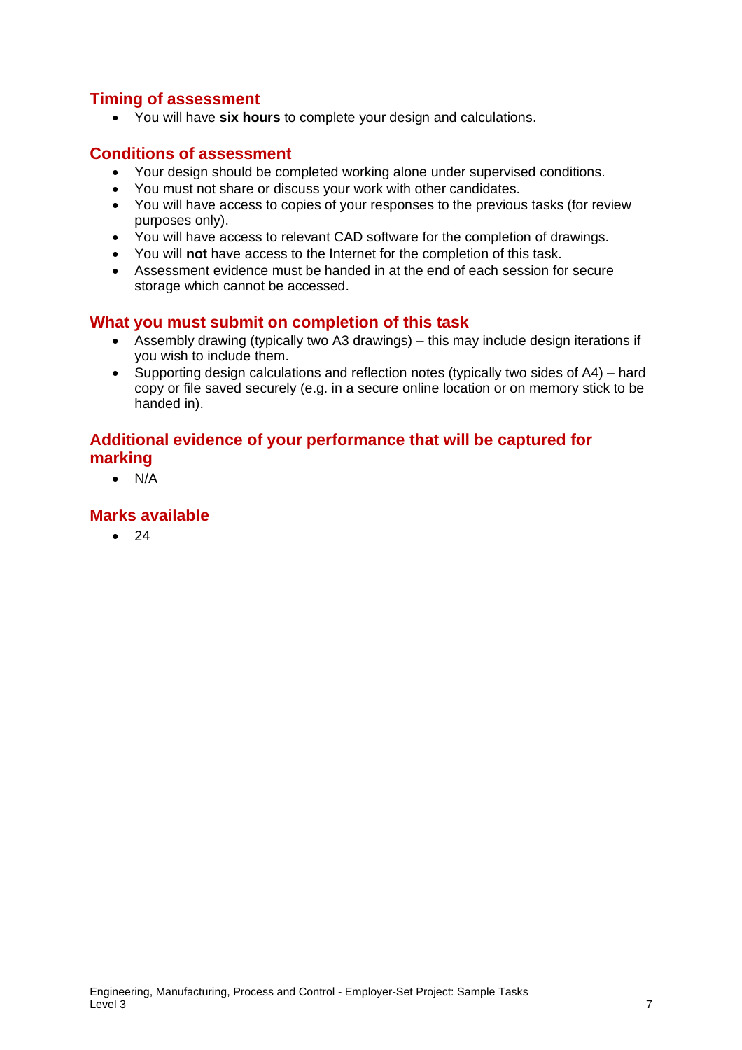## Timing of assessment

- You will have **six hours** to complete your design and calculations.

## Conditions of assessment

- Your design should be completed working alone under supervised conditions.
- You must not share or discuss your work with other candidates.
- You will have access to copies of your responses to the previous tasks (for review purposes only).
- You will have access to relevant CAD software for the completion of drawings.
- You will **not** have access to the Internet for the completion of this task.
- Assessment evidence must be handed in at the end of each session for secure storage which cannot be accessed.

## What you must submit on completion of this task

- Assembly drawing (typically two A3 drawings) – this may include design iterations if you wish to include them.
- Supporting design calculations and reflection notes (typically two sides of A4) – hard copy or file saved securely (e.g. in a secure online location or on memory stick to be handed in).

## Additional evidence of your performance that will be captured for marking

- N/A

## Marks available

- 24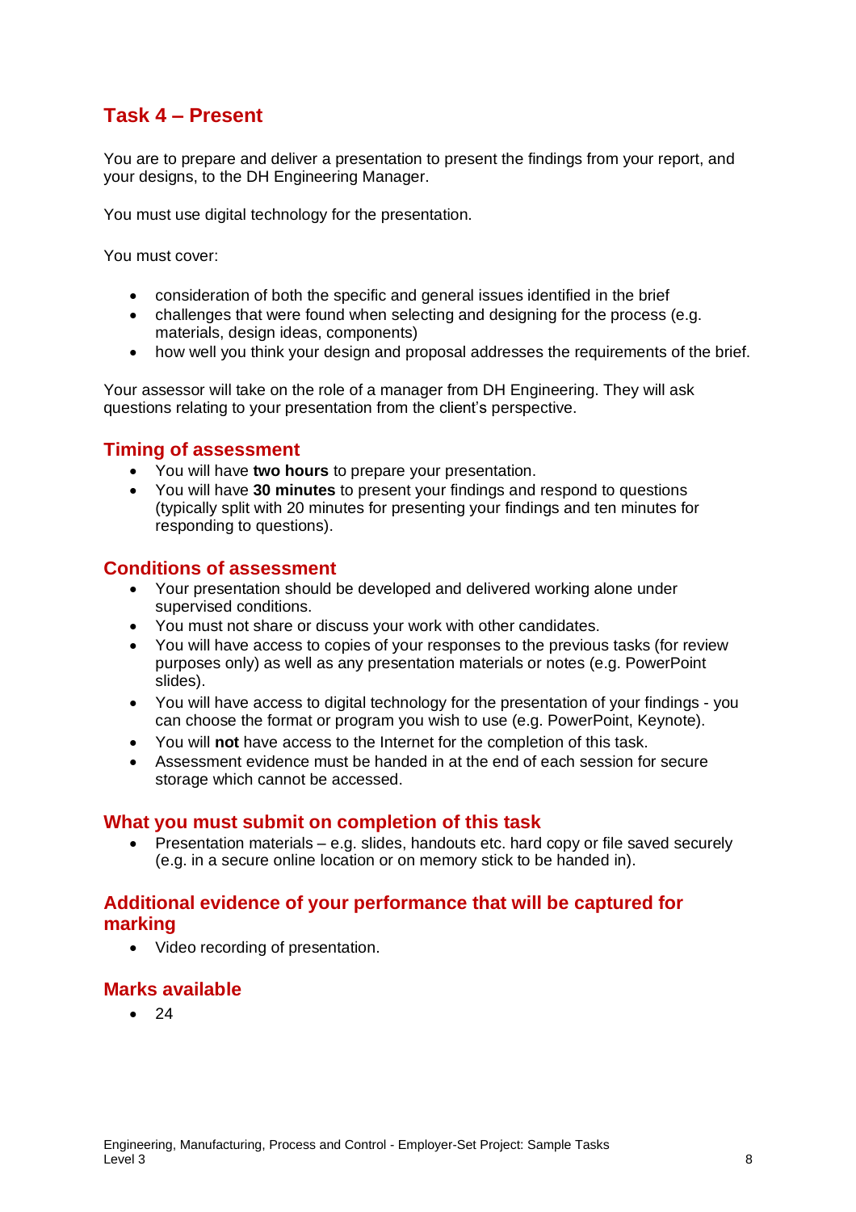## Task 4 – Present

You are to prepare and deliver a presentation to present the findings from your report, and your designs, to the DH Engineering Manager.

You must use digital technology for the presentation.

You must cover:

- consideration of both the specific and general issues identified in the brief
- challenges that were found when selecting and designing for the process (e.g. materials, design ideas, components)
- how well you think your design and proposal addresses the requirements of the brief.

Your assessor will take on the role of a manager from DH Engineering. They will ask questions relating to your presentation from the client's perspective.

### Timing of assessment

- You will have **two hours** to prepare your presentation.
- You will have **30 minutes** to present your findings and respond to questions (typically split with 20 minutes for presenting your findings and ten minutes for responding to questions).

### Conditions of assessment

- Your presentation should be developed and delivered working alone under supervised conditions.
- You must not share or discuss your work with other candidates.
- You will have access to copies of your responses to the previous tasks (for review purposes only) as well as any presentation materials or notes (e.g. PowerPoint slides).
- You will have access to digital technology for the presentation of your findings - you can choose the format or program you wish to use (e.g. PowerPoint, Keynote).
- You will **not** have access to the Internet for the completion of this task.
- Assessment evidence must be handed in at the end of each session for secure storage which cannot be accessed.

### What you must submit on completion of this task

- Presentation materials – e.g. slides, handouts etc. hard copy or file saved securely (e.g. in a secure online location or on memory stick to be handed in).

### Additional evidence of your performance that will be captured for marking

- Video recording of presentation.

### Marks available

- 24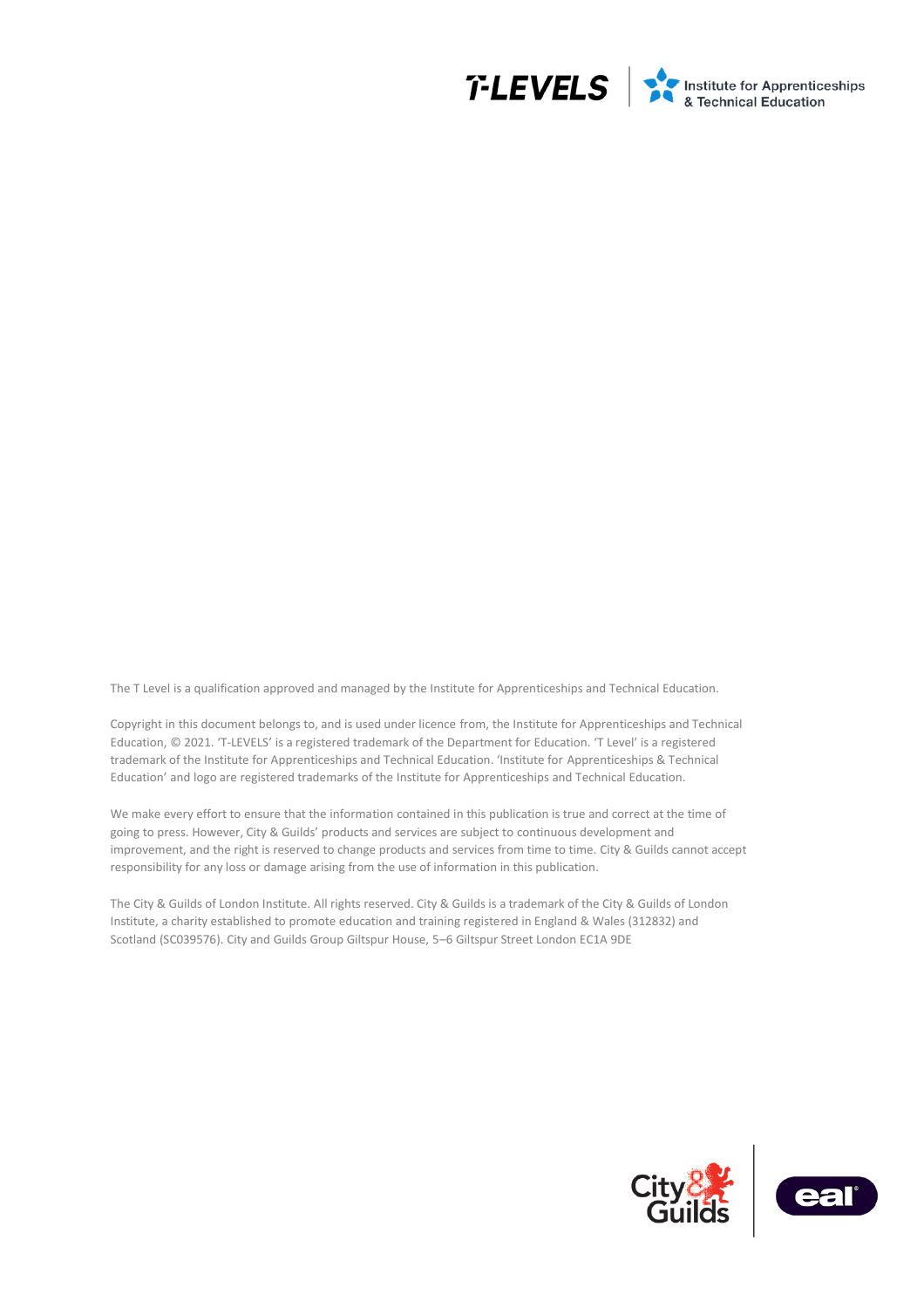The T Level is a qualification approved and managed by the Institute for Apprenticeships and Technical Education.

Copyright in this document belongs to, and is used under licence from, the Institute for Apprenticeships and Technical Education, © 2021. 'T-LEVELS' is a registered trademark of the Department for Education. 'T Level' is a registered trademark of the Institute for Apprenticeships and Technical Education. 'Institute for Apprenticeships & Technical Education' and logo are registered trademarks of the Institute for Apprenticeships and Technical Education.

We make every effort to ensure that the information contained in this publication is true and correct at the time of going to press. However, City & Guilds' products and services are subject to continuous development and improvement, and the right is reserved to change products and services from time to time. City & Guilds cannot accept responsibility for any loss or damage arising from the use of information in this publication.

The City & Guilds of London Institute. All rights reserved. City & Guilds is a trademark of the City & Guilds of London Institute, a charity established to promote education and training registered in England & Wales (312832) and Scotland (SC039576). City and Guilds Group Giltspur House, 5–6 Giltspur Street London EC1A 9DE